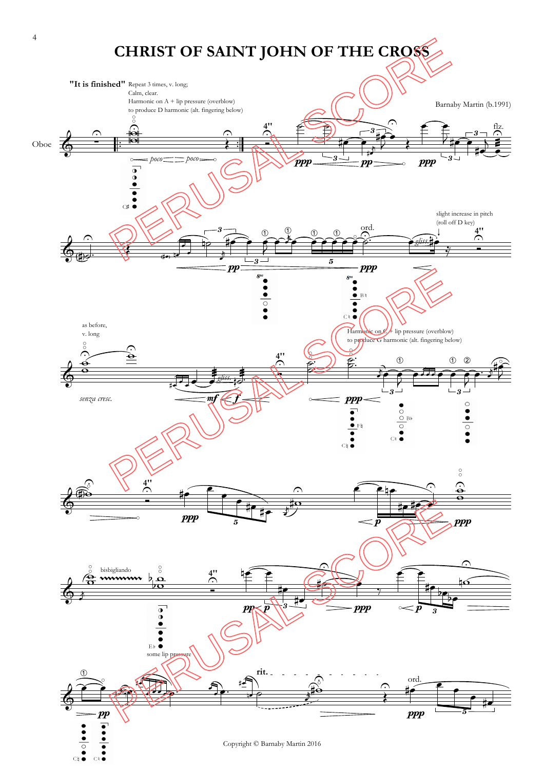# CHRIST OF SAINT JOHN OF THE CROSS

Barnaby Martin (b.1991)

"It is finished" Repeat 3 times, v. long; Calm, clear. Harmonic on A + lip pressure (overblow) to produce D harmonic (alt. fingering below)

Oboe

*poco* *poco*

4''

*ppp* *pp* *ppp*

flz.

slight increase in pitch (roll off D key)

ord.

*pp* *ppp*

*gliss.*

as before, v. long

*senza cresc.*

*mf* *f*

*gliss.*

Harmonic on C + lip pressure (overblow) to produce G harmonic (alt. fingering below)

*ppp*

*ppp* *p* *ppp*

bisbigliando

some lip pressure

*pp* *p* *ppp* *p*

rit.

ord.

*pp* *ppp*

Copyright © Barnaby Martin 2016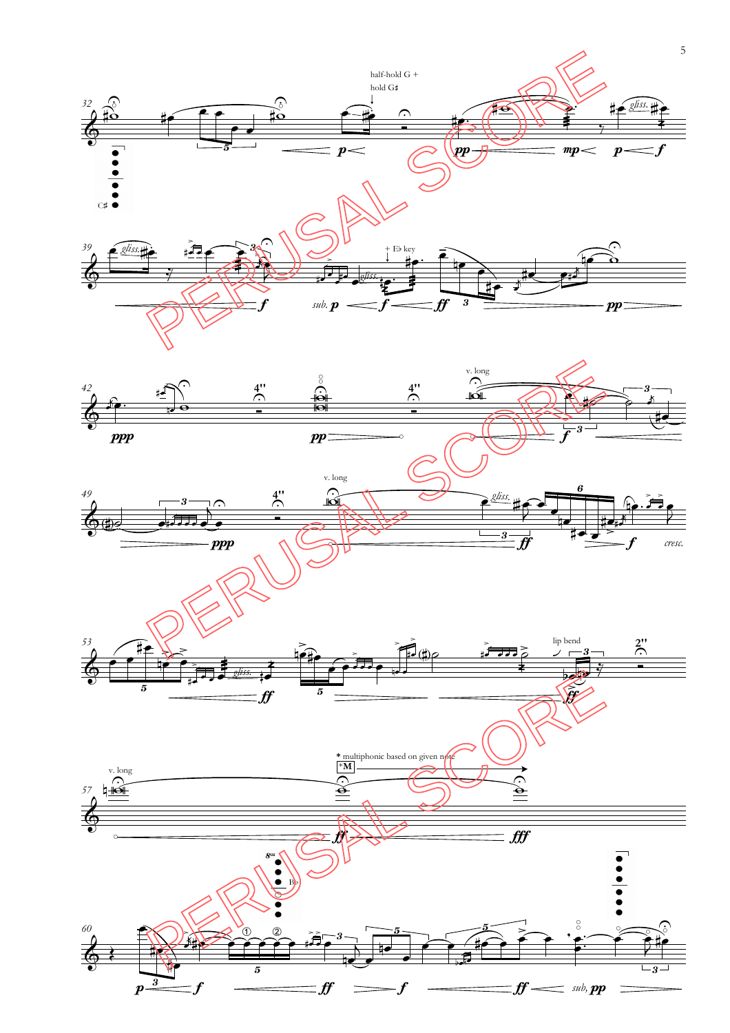half-hold G +
hold G♯

*gliss.*

+ E♭ key

v. long

v. long

lip bend

v. long

* multiphonic based on given note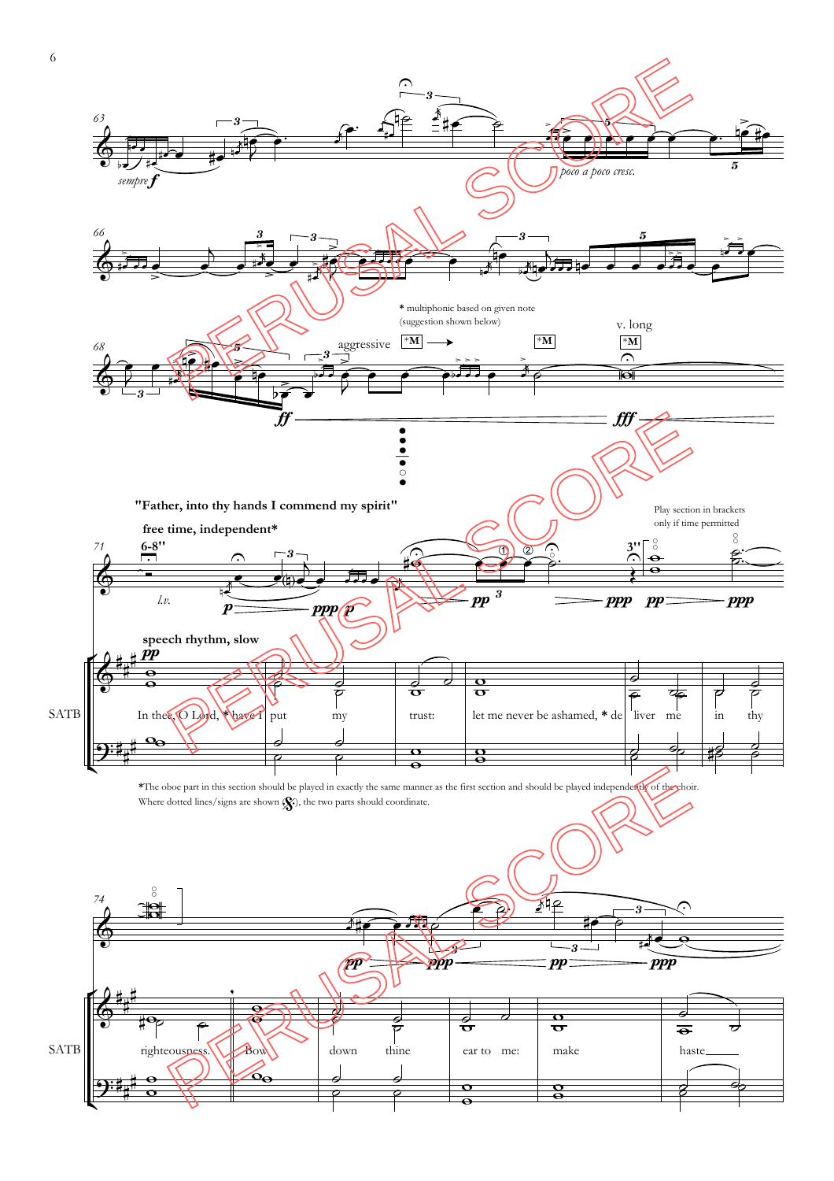*sempre* ***f***

*poco a poco cresc.*

\* multiphonic based on given note
(suggestion shown below)

aggressive

v. long

**"Father, into thy hands I commend my spirit"**

**free time, independent\***

Play section in brackets
only if time permitted

**speech rhythm, slow**

In thee, O Lord, \* have I put my trust: let me never be ashamed, \* deliver me in thy righteousness. Bow down thine ear to me: make haste

\*The oboe part in this section should be played in exactly the same manner as the first section and should be played independently of the choir.
Where dotted lines/signs are shown (𝄋), the two parts should coordinate.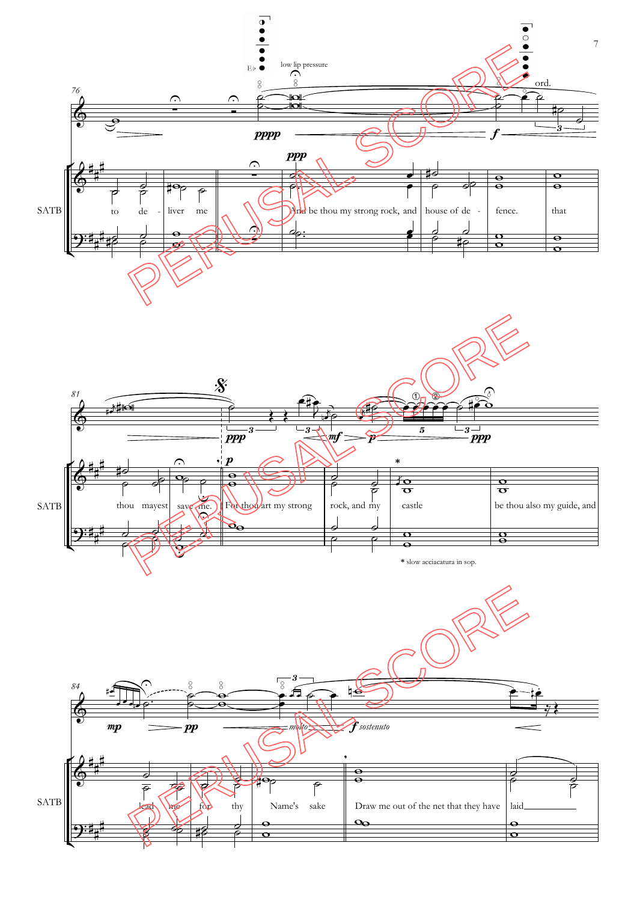low lip pressure

ord.

SATB

to de - liver me

And be thou my strong rock, and house of de - fence. that

thou mayest save me. For thou art my strong rock, and my castle be thou also my guide, and

\* slow acciacatura in sop.

lead me for thy Name's sake Draw me out of the net that they have laid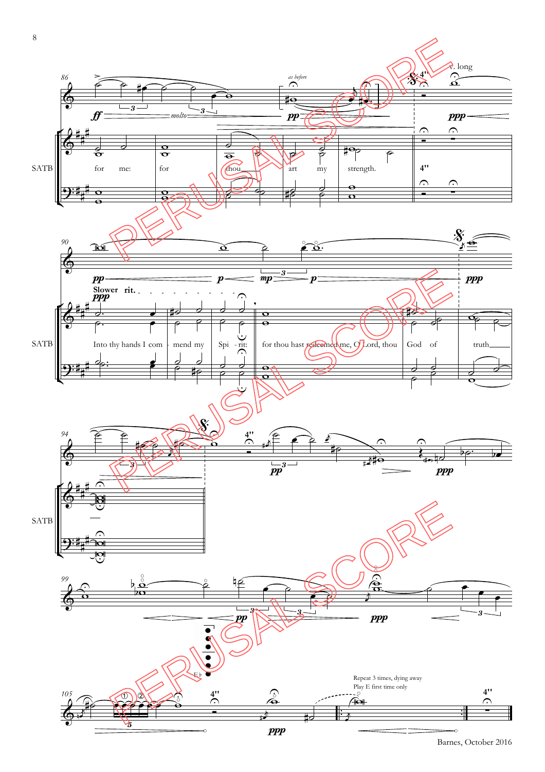86

as before

v. long

SATB

for me: for thou art my strength.

4''

90

Slower rit.

SATB

Into thy hands I com - mend my Spi - rit: for thou hast redeemed me, O Lord, thou God of truth

94

4''

SATB

99

E♭

105

4''

Repeat 3 times, dying away

Play E first time only

4''

Barnes, October 2016